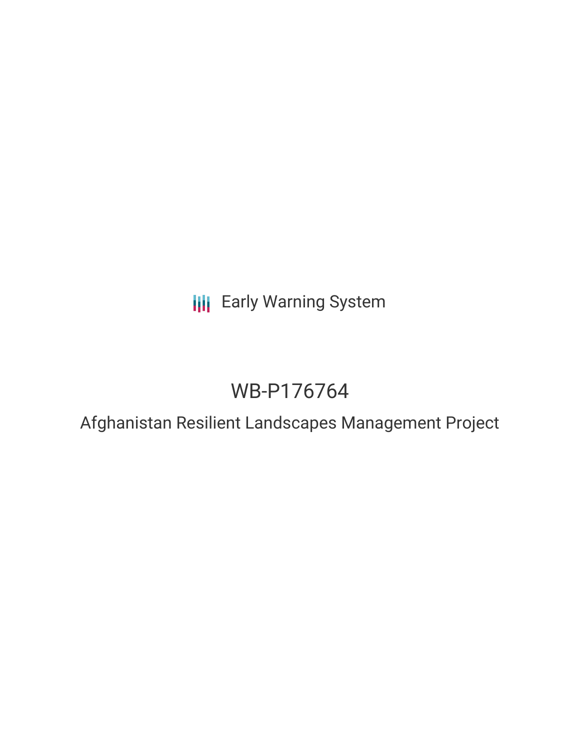Early Warning System

# WB-P176764

## Afghanistan Resilient Landscapes Management Project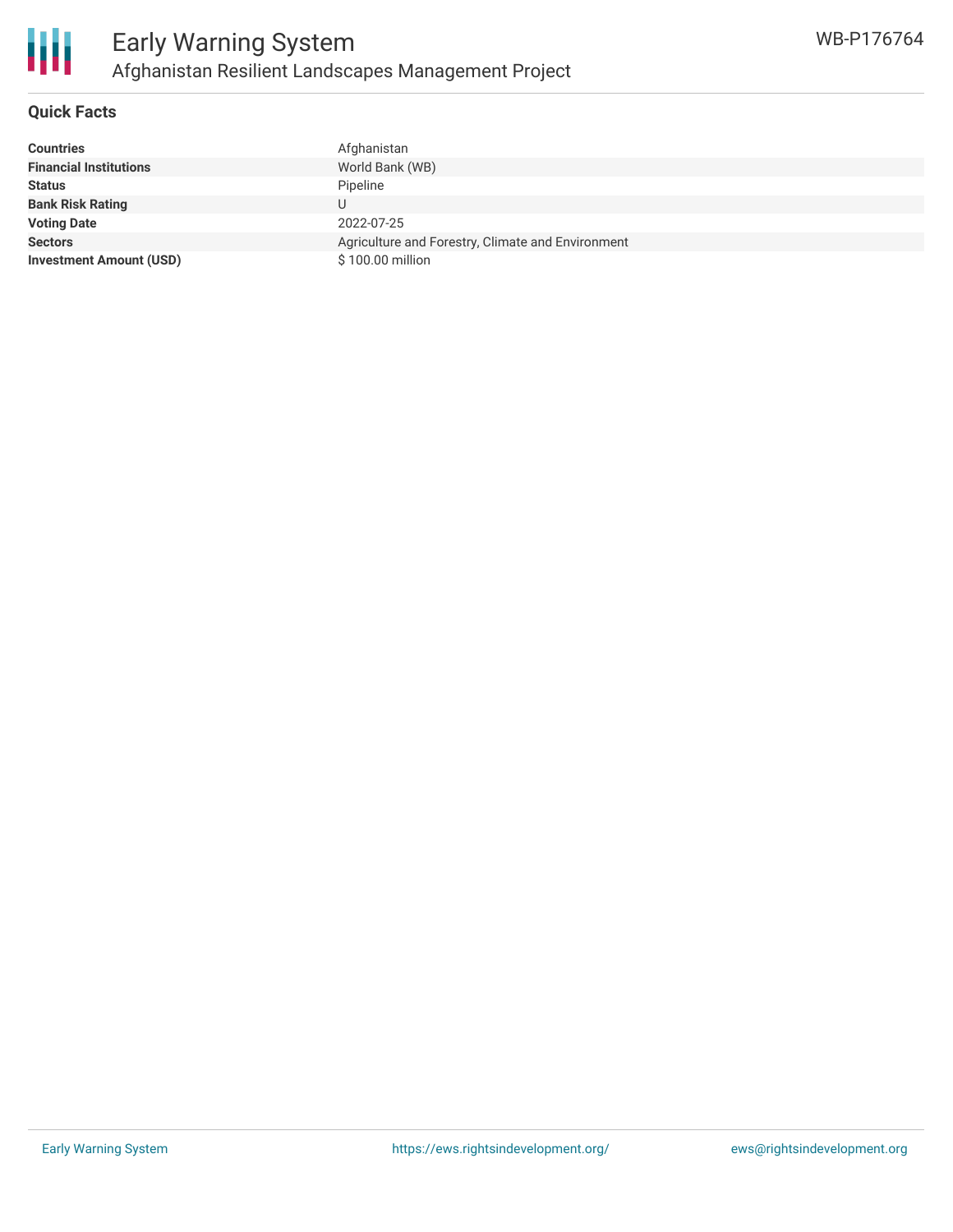# Early Warning System

## Afghanistan Resilient Landscapes Management Project

WB-P176764

### Quick Facts

| | |
|---|---|
| **Countries** | Afghanistan |
| **Financial Institutions** | World Bank (WB) |
| **Status** | Pipeline |
| **Bank Risk Rating** | U |
| **Voting Date** | 2022-07-25 |
| **Sectors** | Agriculture and Forestry, Climate and Environment |
| **Investment Amount (USD)** | $ 100.00 million |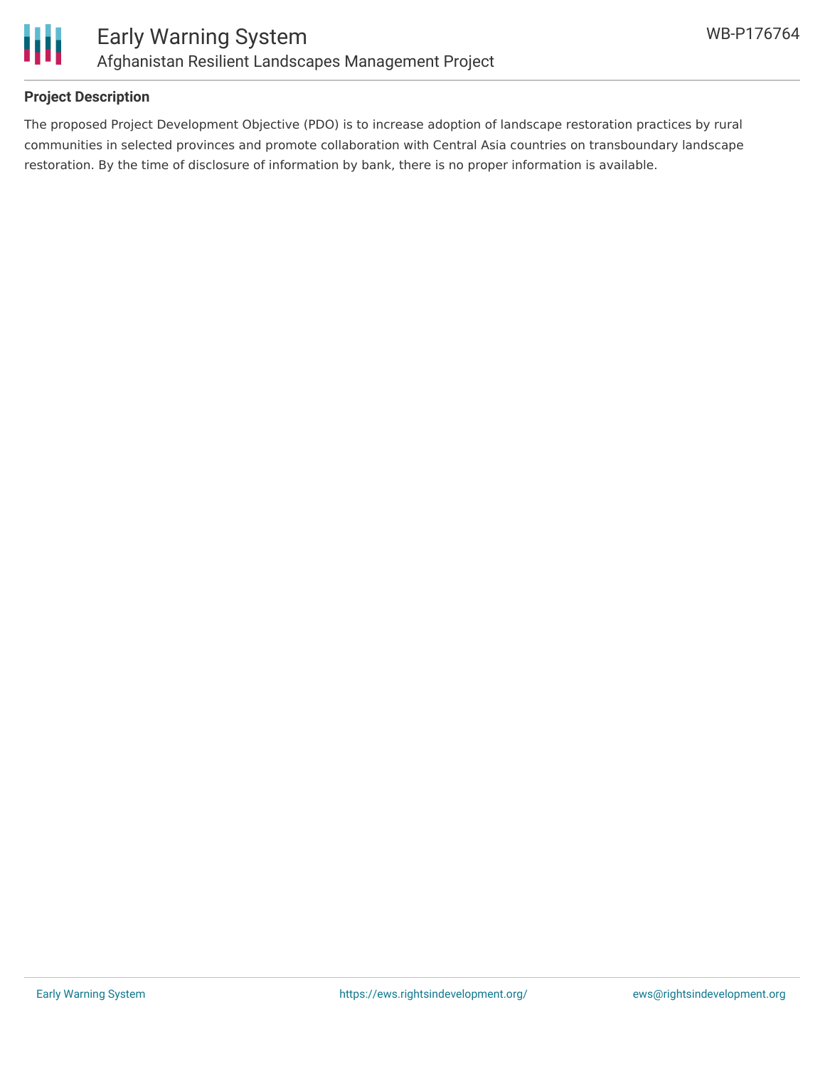## Project Description

The proposed Project Development Objective (PDO) is to increase adoption of landscape restoration practices by rural communities in selected provinces and promote collaboration with Central Asia countries on transboundary landscape restoration. By the time of disclosure of information by bank, there is no proper information is available.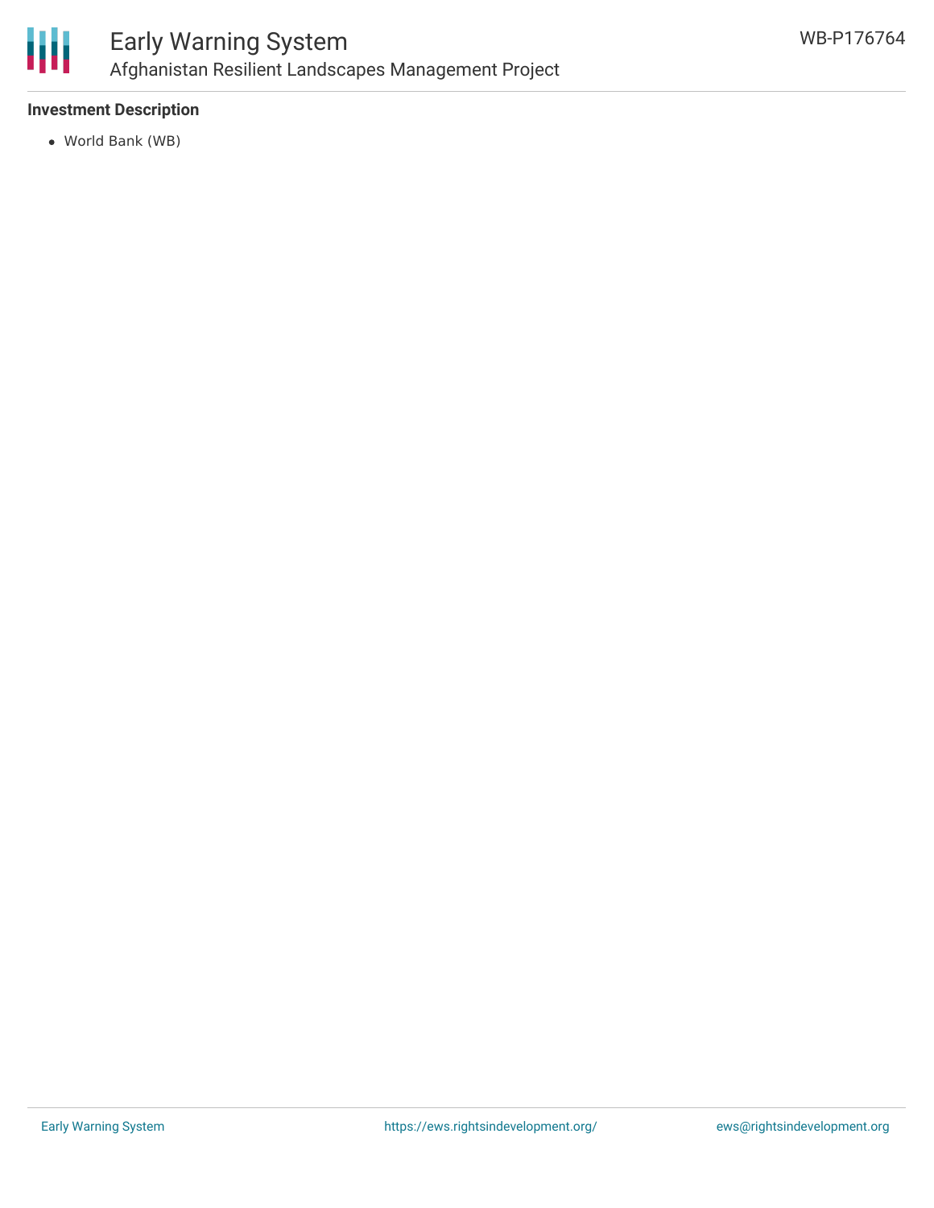### Investment Description

- World Bank (WB)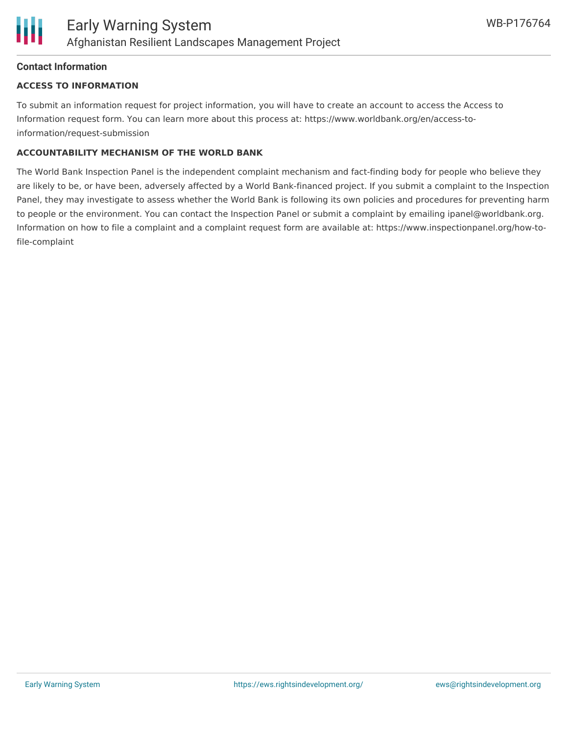## Contact Information

### ACCESS TO INFORMATION

To submit an information request for project information, you will have to create an account to access the Access to Information request form. You can learn more about this process at: https://www.worldbank.org/en/access-to-information/request-submission

### ACCOUNTABILITY MECHANISM OF THE WORLD BANK

The World Bank Inspection Panel is the independent complaint mechanism and fact-finding body for people who believe they are likely to be, or have been, adversely affected by a World Bank-financed project. If you submit a complaint to the Inspection Panel, they may investigate to assess whether the World Bank is following its own policies and procedures for preventing harm to people or the environment. You can contact the Inspection Panel or submit a complaint by emailing ipanel@worldbank.org. Information on how to file a complaint and a complaint request form are available at: https://www.inspectionpanel.org/how-to-file-complaint